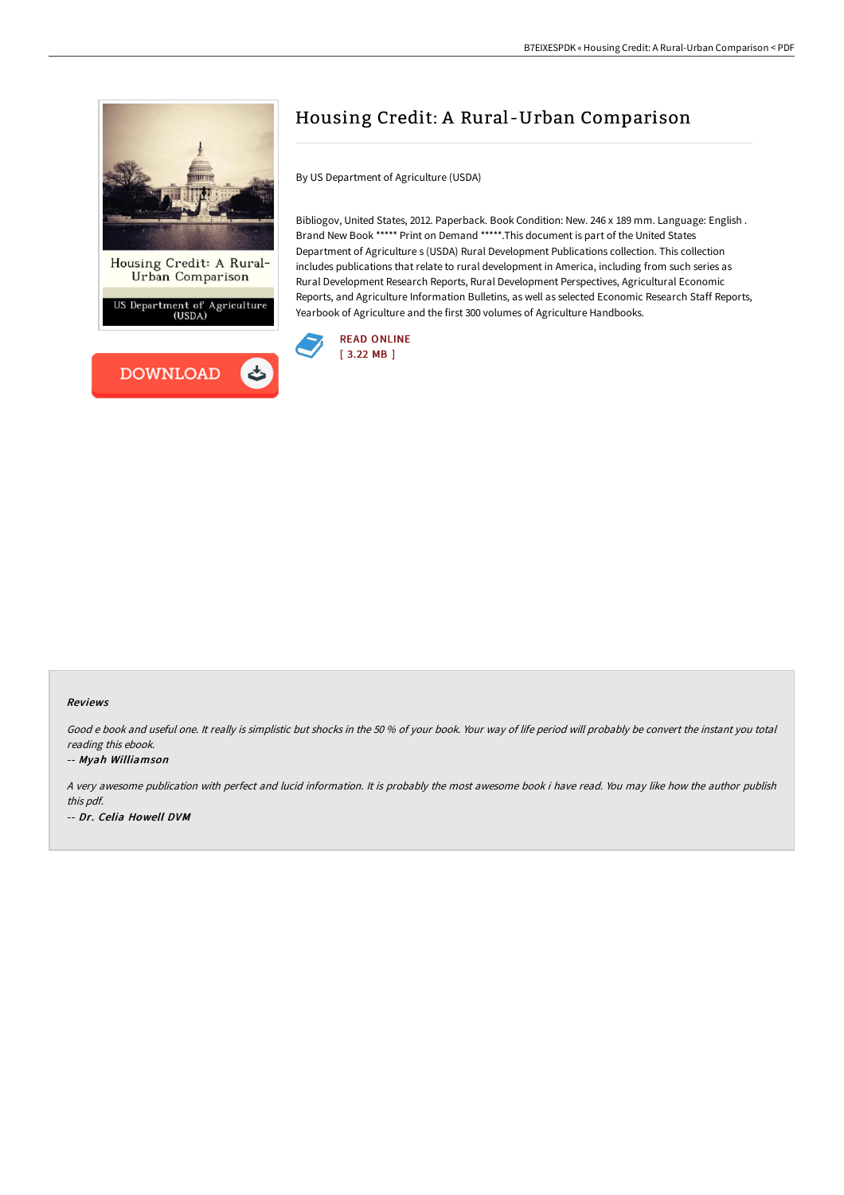# Housing Credit: A Rural-Urban Comparison

By US Department of Agriculture (USDA)

Bibliogov, United States, 2012. Paperback. Book Condition: New. 246 x 189 mm. Language: English . Brand New Book ***** Print on Demand *****.This document is part of the United States Department of Agriculture s (USDA) Rural Development Publications collection. This collection includes publications that relate to rural development in America, including from such series as Rural Development Research Reports, Rural Development Perspectives, Agricultural Economic Reports, and Agriculture Information Bulletins, as well as selected Economic Research Staff Reports, Yearbook of Agriculture and the first 300 volumes of Agriculture Handbooks.

READ ONLINE
[ 3.22 MB ]

DOWNLOAD

### Reviews

*Good e book and useful one. It really is simplistic but shocks in the 50 % of your book. Your way of life period will probably be convert the instant you total reading this ebook.*

-- ***Myah Williamson***

*A very awesome publication with perfect and lucid information. It is probably the most awesome book i have read. You may like how the author publish this pdf.*

-- ***Dr. Celia Howell DVM***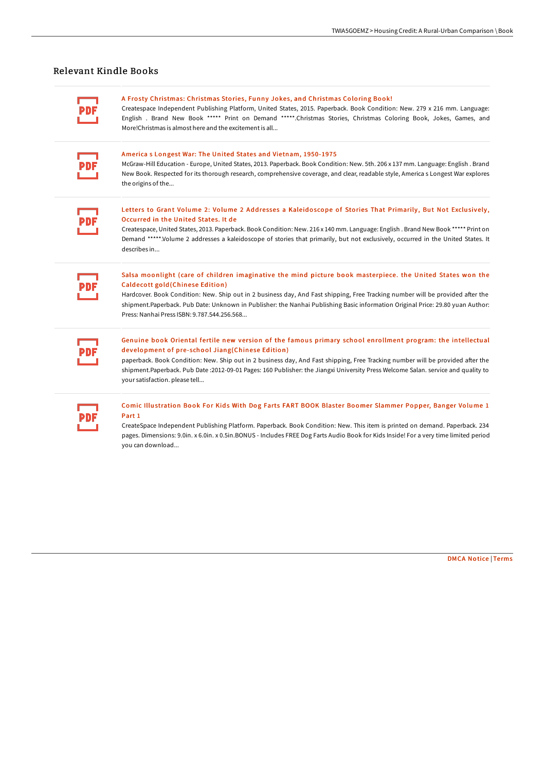## Relevant Kindle Books

### A Frosty Christmas: Christmas Stories, Funny Jokes, and Christmas Coloring Book!

Createspace Independent Publishing Platform, United States, 2015. Paperback. Book Condition: New. 279 x 216 mm. Language: English . Brand New Book ***** Print on Demand *****.Christmas Stories, Christmas Coloring Book, Jokes, Games, and More!Christmas is almost here and the excitement is all...

### America s Longest War: The United States and Vietnam, 1950-1975

McGraw-Hill Education - Europe, United States, 2013. Paperback. Book Condition: New. 5th. 206 x 137 mm. Language: English . Brand New Book. Respected for its thorough research, comprehensive coverage, and clear, readable style, America s Longest War explores the origins of the...

### Letters to Grant Volume 2: Volume 2 Addresses a Kaleidoscope of Stories That Primarily, But Not Exclusively, Occurred in the United States. It de

Createspace, United States, 2013. Paperback. Book Condition: New. 216 x 140 mm. Language: English . Brand New Book ***** Print on Demand *****.Volume 2 addresses a kaleidoscope of stories that primarily, but not exclusively, occurred in the United States. It describes in...

### Salsa moonlight (care of children imaginative the mind picture book masterpiece. the United States won the Caldecott gold(Chinese Edition)

Hardcover. Book Condition: New. Ship out in 2 business day, And Fast shipping, Free Tracking number will be provided after the shipment.Paperback. Pub Date: Unknown in Publisher: the Nanhai Publishing Basic information Original Price: 29.80 yuan Author: Press: Nanhai Press ISBN: 9.787.544.256.568...

### Genuine book Oriental fertile new version of the famous primary school enrollment program: the intellectual development of pre-school Jiang(Chinese Edition)

paperback. Book Condition: New. Ship out in 2 business day, And Fast shipping, Free Tracking number will be provided after the shipment.Paperback. Pub Date :2012-09-01 Pages: 160 Publisher: the Jiangxi University Press Welcome Salan. service and quality to your satisfaction. please tell...

### Comic Illustration Book For Kids With Dog Farts FART BOOK Blaster Boomer Slammer Popper, Banger Volume 1 Part 1

CreateSpace Independent Publishing Platform. Paperback. Book Condition: New. This item is printed on demand. Paperback. 234 pages. Dimensions: 9.0in. x 6.0in. x 0.5in.BONUS - Includes FREE Dog Farts Audio Book for Kids Inside! For a very time limited period you can download...